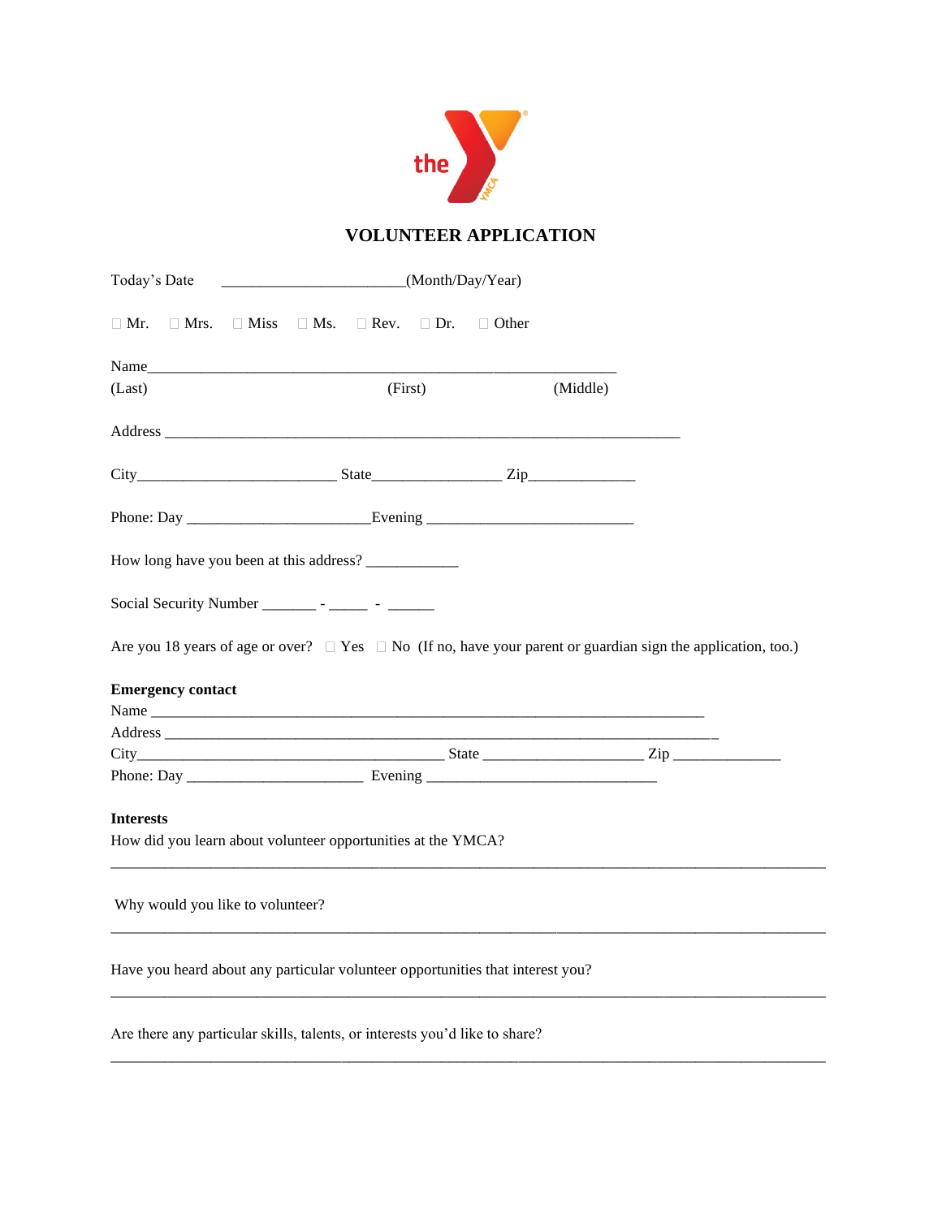# VOLUNTEER APPLICATION

Today's Date \_\_\_\_\_\_\_\_\_\_\_\_\_\_\_\_\_\_\_\_\_\_\_\_(Month/Day/Year)

☐ Mr. ☐ Mrs. ☐ Miss ☐ Ms. ☐ Rev. ☐ Dr. ☐ Other

Name\_\_\_\_\_\_\_\_\_\_\_\_\_\_\_\_\_\_\_\_\_\_\_\_\_\_\_\_\_\_\_\_\_\_\_\_\_\_\_\_\_\_\_\_\_\_\_\_\_\_\_\_\_\_\_\_\_\_\_\_\_\_
(Last) (First) (Middle)

Address \_\_\_\_\_\_\_\_\_\_\_\_\_\_\_\_\_\_\_\_\_\_\_\_\_\_\_\_\_\_\_\_\_\_\_\_\_\_\_\_\_\_\_\_\_\_\_\_\_\_\_\_\_\_\_\_\_\_\_\_\_\_\_\_\_

City\_\_\_\_\_\_\_\_\_\_\_\_\_\_\_\_\_\_\_\_\_\_\_\_\_\_ State\_\_\_\_\_\_\_\_\_\_\_\_\_\_\_\_\_ Zip\_\_\_\_\_\_\_\_\_\_\_\_\_\_

Phone: Day \_\_\_\_\_\_\_\_\_\_\_\_\_\_\_\_\_\_\_\_\_\_\_\_Evening \_\_\_\_\_\_\_\_\_\_\_\_\_\_\_\_\_\_\_\_\_\_\_\_\_\_\_

How long have you been at this address? \_\_\_\_\_\_\_\_\_\_\_\_

Social Security Number \_\_\_\_\_\_\_ - \_\_\_\_\_ - \_\_\_\_\_\_

Are you 18 years of age or over? ☐ Yes ☐ No (If no, have your parent or guardian sign the application, too.)

**Emergency contact**

Name \_\_\_\_\_\_\_\_\_\_\_\_\_\_\_\_\_\_\_\_\_\_\_\_\_\_\_\_\_\_\_\_\_\_\_\_\_\_\_\_\_\_\_\_\_\_\_\_\_\_\_\_\_\_\_\_\_\_\_\_\_\_\_\_\_\_\_\_\_

Address \_\_\_\_\_\_\_\_\_\_\_\_\_\_\_\_\_\_\_\_\_\_\_\_\_\_\_\_\_\_\_\_\_\_\_\_\_\_\_\_\_\_\_\_\_\_\_\_\_\_\_\_\_\_\_\_\_\_\_\_\_\_\_\_\_\_\_\_\_

City\_\_\_\_\_\_\_\_\_\_\_\_\_\_\_\_\_\_\_\_\_\_\_\_\_\_\_\_\_\_\_\_\_\_\_\_\_\_\_\_ State \_\_\_\_\_\_\_\_\_\_\_\_\_\_\_\_\_\_\_\_\_ Zip \_\_\_\_\_\_\_\_\_\_\_\_\_\_

Phone: Day \_\_\_\_\_\_\_\_\_\_\_\_\_\_\_\_\_\_\_\_\_\_\_ Evening \_\_\_\_\_\_\_\_\_\_\_\_\_\_\_\_\_\_\_\_\_\_\_\_\_\_\_\_\_\_

**Interests**

How did you learn about volunteer opportunities at the YMCA?

\_\_\_\_\_\_\_\_\_\_\_\_\_\_\_\_\_\_\_\_\_\_\_\_\_\_\_\_\_\_\_\_\_\_\_\_\_\_\_\_\_\_\_\_\_\_\_\_\_\_\_\_\_\_\_\_\_\_\_\_\_\_\_\_\_\_\_\_\_\_\_\_\_\_\_\_\_\_\_\_\_\_\_\_\_\_\_\_

Why would you like to volunteer?

\_\_\_\_\_\_\_\_\_\_\_\_\_\_\_\_\_\_\_\_\_\_\_\_\_\_\_\_\_\_\_\_\_\_\_\_\_\_\_\_\_\_\_\_\_\_\_\_\_\_\_\_\_\_\_\_\_\_\_\_\_\_\_\_\_\_\_\_\_\_\_\_\_\_\_\_\_\_\_\_\_\_\_\_\_\_\_\_

Have you heard about any particular volunteer opportunities that interest you?

\_\_\_\_\_\_\_\_\_\_\_\_\_\_\_\_\_\_\_\_\_\_\_\_\_\_\_\_\_\_\_\_\_\_\_\_\_\_\_\_\_\_\_\_\_\_\_\_\_\_\_\_\_\_\_\_\_\_\_\_\_\_\_\_\_\_\_\_\_\_\_\_\_\_\_\_\_\_\_\_\_\_\_\_\_\_\_\_

Are there any particular skills, talents, or interests you'd like to share?

\_\_\_\_\_\_\_\_\_\_\_\_\_\_\_\_\_\_\_\_\_\_\_\_\_\_\_\_\_\_\_\_\_\_\_\_\_\_\_\_\_\_\_\_\_\_\_\_\_\_\_\_\_\_\_\_\_\_\_\_\_\_\_\_\_\_\_\_\_\_\_\_\_\_\_\_\_\_\_\_\_\_\_\_\_\_\_\_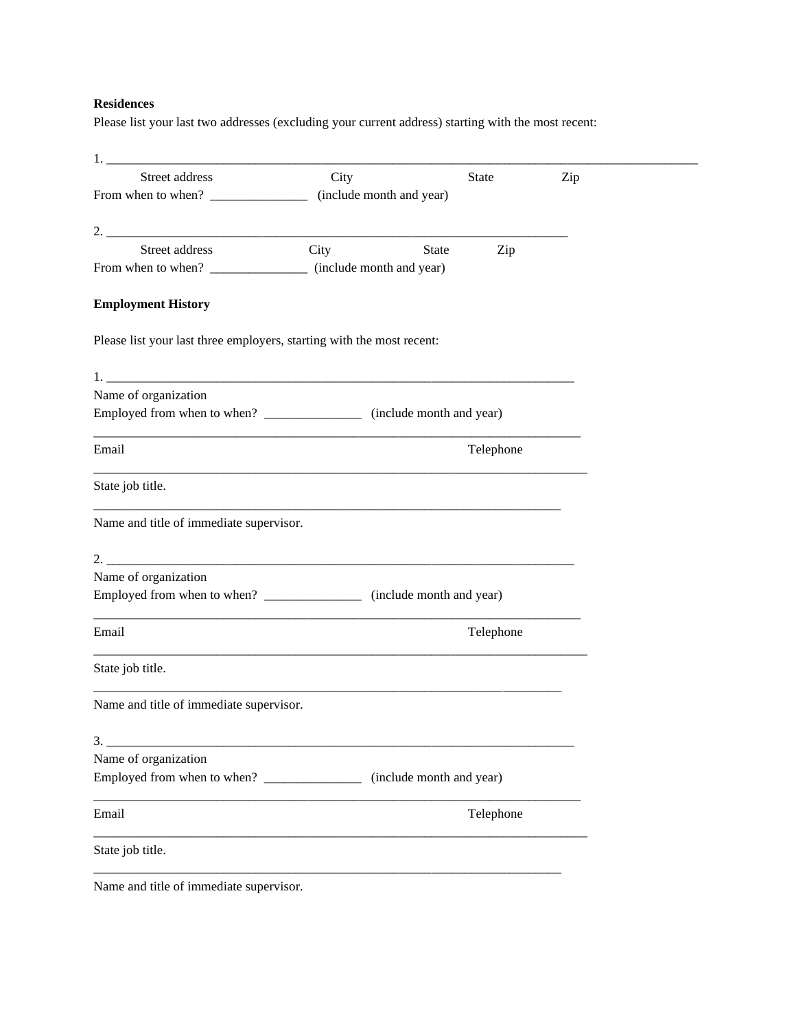**Residences**

Please list your last two addresses (excluding your current address) starting with the most recent:

1. ______________________________________________________________________________________________

Street address City State Zip

From when to when? _______________ (include month and year)

2. ________________________________________________________________________

Street address City State Zip

From when to when? _______________ (include month and year)

**Employment History**

Please list your last three employers, starting with the most recent:

1. _________________________________________________________________________

Name of organization

Employed from when to when? _______________ (include month and year)

____________________________________________________________________________

Email Telephone

_____________________________________________________________________________

State job title.

_________________________________________________________________________

Name and title of immediate supervisor.

2. _________________________________________________________________________

Name of organization

Employed from when to when? _______________ (include month and year)

____________________________________________________________________________

Email Telephone

_____________________________________________________________________________

State job title.

_________________________________________________________________________

Name and title of immediate supervisor.

3. _________________________________________________________________________

Name of organization

Employed from when to when? _______________ (include month and year)

____________________________________________________________________________

Email Telephone

_____________________________________________________________________________

State job title.

_________________________________________________________________________

Name and title of immediate supervisor.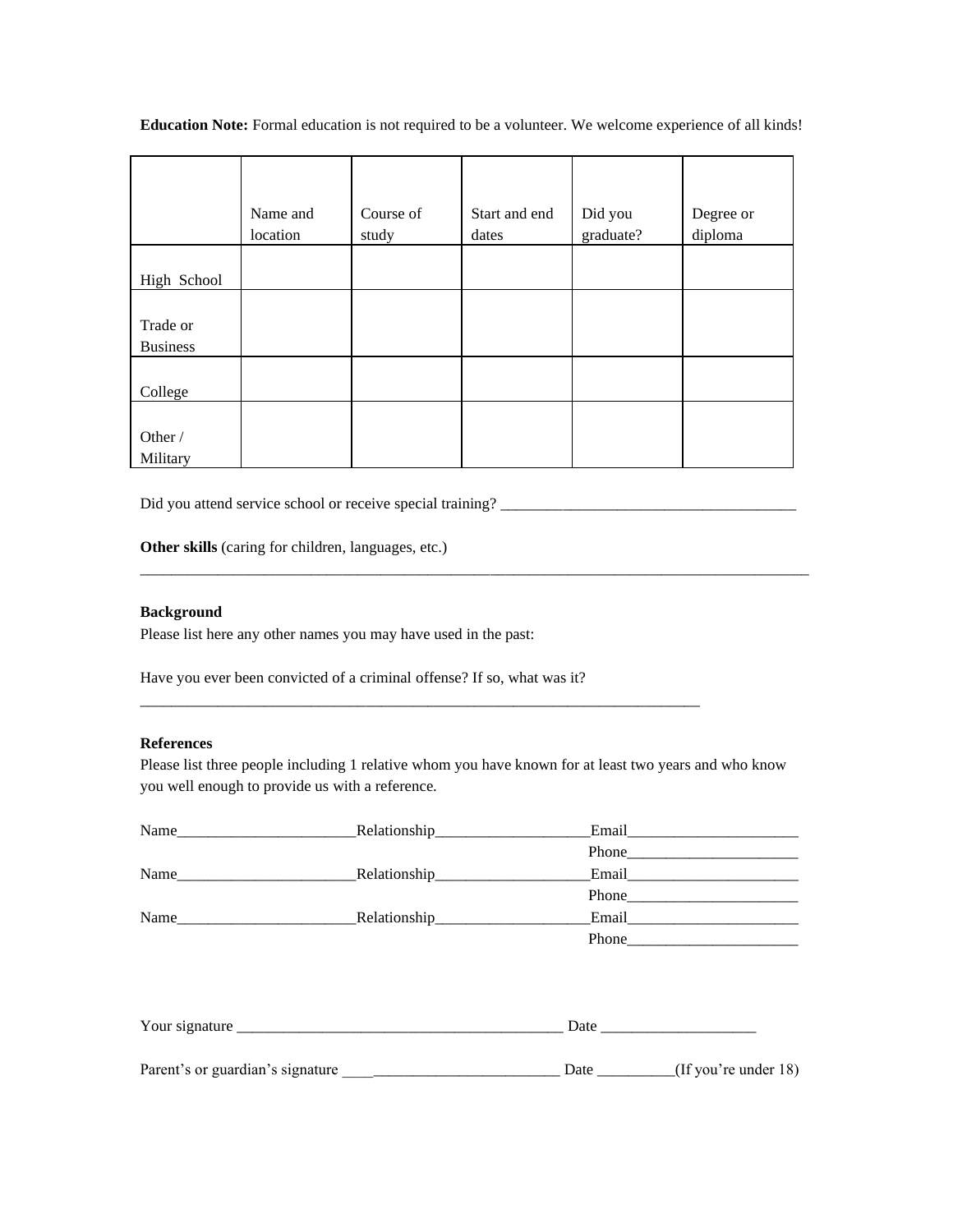**Education Note:** Formal education is not required to be a volunteer. We welcome experience of all kinds!

| | Name and location | Course of study | Start and end dates | Did you graduate? | Degree or diploma |
|---|---|---|---|---|---|
| High School | | | | | |
| Trade or Business | | | | | |
| College | | | | | |
| Other / Military | | | | | |

Did you attend service school or receive special training? _______________________________________

**Other skills** (caring for children, languages, etc.)

___________________________________________________________________________________________

**Background**

Please list here any other names you may have used in the past:

Have you ever been convicted of a criminal offense? If so, what was it?

___________________________________________________________________________

**References**

Please list three people including 1 relative whom you have known for at least two years and who know you well enough to provide us with a reference.

Name_______________________Relationship____________________Email______________________
Phone______________________

Name_______________________Relationship____________________Email______________________
Phone______________________

Name_______________________Relationship____________________Email______________________
Phone______________________

Your signature ___________________________________________ Date ____________________

Parent's or guardian's signature _____________________________ Date __________(If you're under 18)